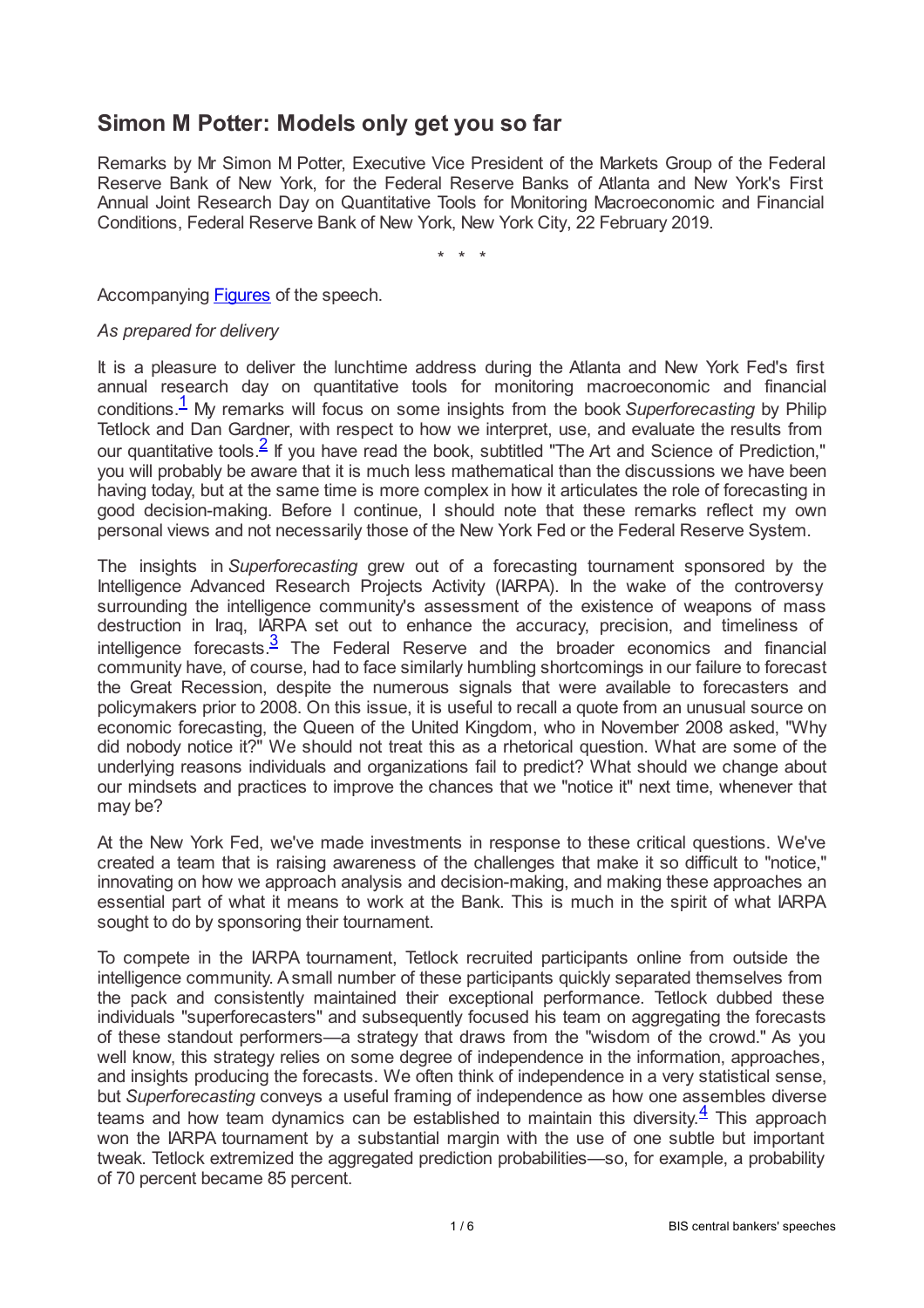# Simon M Potter: Models only get you so far

Remarks by Mr Simon M Potter, Executive Vice President of the Markets Group of the Federal Reserve Bank of New York, for the Federal Reserve Banks of Atlanta and New York's First Annual Joint Research Day on Quantitative Tools for Monitoring Macroeconomic and Financial Conditions, Federal Reserve Bank of New York, New York City, 22 February 2019.

\* \* \*

Accompanying Figures of the speech.

*As prepared for delivery*

It is a pleasure to deliver the lunchtime address during the Atlanta and New York Fed's first annual research day on quantitative tools for monitoring macroeconomic and financial conditions.[1] My remarks will focus on some insights from the book *Superforecasting* by Philip Tetlock and Dan Gardner, with respect to how we interpret, use, and evaluate the results from our quantitative tools.[2] If you have read the book, subtitled "The Art and Science of Prediction," you will probably be aware that it is much less mathematical than the discussions we have been having today, but at the same time is more complex in how it articulates the role of forecasting in good decision-making. Before I continue, I should note that these remarks reflect my own personal views and not necessarily those of the New York Fed or the Federal Reserve System.

The insights in *Superforecasting* grew out of a forecasting tournament sponsored by the Intelligence Advanced Research Projects Activity (IARPA). In the wake of the controversy surrounding the intelligence community's assessment of the existence of weapons of mass destruction in Iraq, IARPA set out to enhance the accuracy, precision, and timeliness of intelligence forecasts.[3] The Federal Reserve and the broader economics and financial community have, of course, had to face similarly humbling shortcomings in our failure to forecast the Great Recession, despite the numerous signals that were available to forecasters and policymakers prior to 2008. On this issue, it is useful to recall a quote from an unusual source on economic forecasting, the Queen of the United Kingdom, who in November 2008 asked, "Why did nobody notice it?" We should not treat this as a rhetorical question. What are some of the underlying reasons individuals and organizations fail to predict? What should we change about our mindsets and practices to improve the chances that we "notice it" next time, whenever that may be?

At the New York Fed, we've made investments in response to these critical questions. We've created a team that is raising awareness of the challenges that make it so difficult to "notice," innovating on how we approach analysis and decision-making, and making these approaches an essential part of what it means to work at the Bank. This is much in the spirit of what IARPA sought to do by sponsoring their tournament.

To compete in the IARPA tournament, Tetlock recruited participants online from outside the intelligence community. A small number of these participants quickly separated themselves from the pack and consistently maintained their exceptional performance. Tetlock dubbed these individuals "superforecasters" and subsequently focused his team on aggregating the forecasts of these standout performers—a strategy that draws from the "wisdom of the crowd." As you well know, this strategy relies on some degree of independence in the information, approaches, and insights producing the forecasts. We often think of independence in a very statistical sense, but *Superforecasting* conveys a useful framing of independence as how one assembles diverse teams and how team dynamics can be established to maintain this diversity.[4] This approach won the IARPA tournament by a substantial margin with the use of one subtle but important tweak. Tetlock extremized the aggregated prediction probabilities—so, for example, a probability of 70 percent became 85 percent.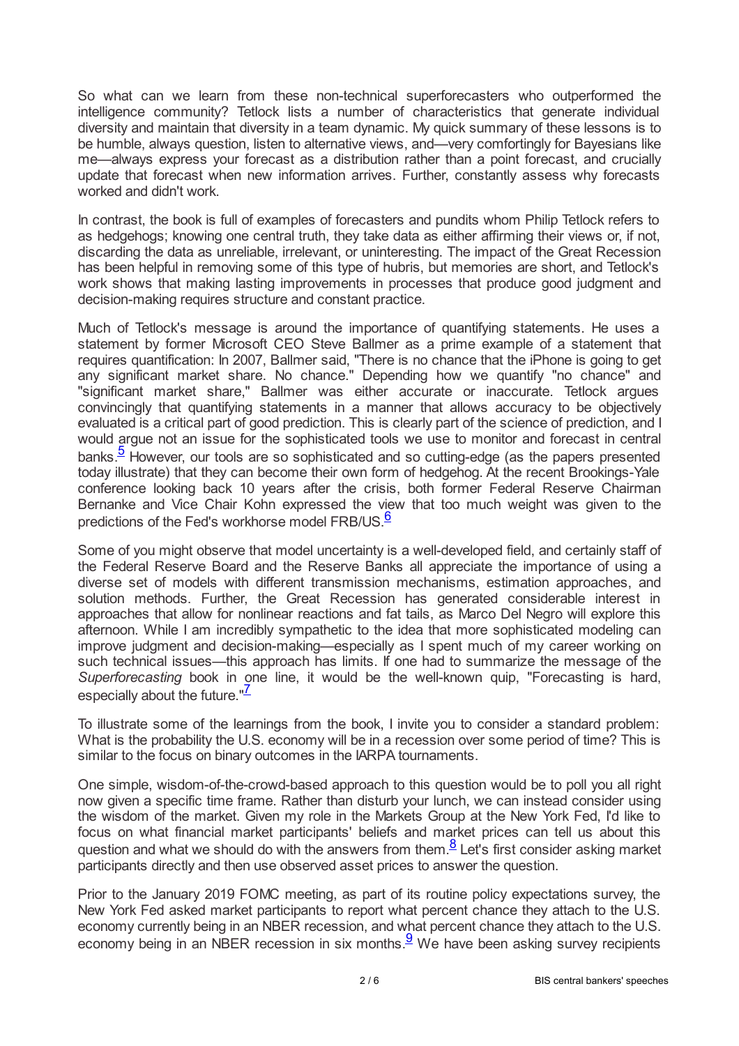So what can we learn from these non-technical superforecasters who outperformed the intelligence community? Tetlock lists a number of characteristics that generate individual diversity and maintain that diversity in a team dynamic. My quick summary of these lessons is to be humble, always question, listen to alternative views, and—very comfortingly for Bayesians like me—always express your forecast as a distribution rather than a point forecast, and crucially update that forecast when new information arrives. Further, constantly assess why forecasts worked and didn't work.

In contrast, the book is full of examples of forecasters and pundits whom Philip Tetlock refers to as hedgehogs; knowing one central truth, they take data as either affirming their views or, if not, discarding the data as unreliable, irrelevant, or uninteresting. The impact of the Great Recession has been helpful in removing some of this type of hubris, but memories are short, and Tetlock's work shows that making lasting improvements in processes that produce good judgment and decision-making requires structure and constant practice.

Much of Tetlock's message is around the importance of quantifying statements. He uses a statement by former Microsoft CEO Steve Ballmer as a prime example of a statement that requires quantification: In 2007, Ballmer said, "There is no chance that the iPhone is going to get any significant market share. No chance." Depending how we quantify "no chance" and "significant market share," Ballmer was either accurate or inaccurate. Tetlock argues convincingly that quantifying statements in a manner that allows accuracy to be objectively evaluated is a critical part of good prediction. This is clearly part of the science of prediction, and I would argue not an issue for the sophisticated tools we use to monitor and forecast in central banks.[5] However, our tools are so sophisticated and so cutting-edge (as the papers presented today illustrate) that they can become their own form of hedgehog. At the recent Brookings-Yale conference looking back 10 years after the crisis, both former Federal Reserve Chairman Bernanke and Vice Chair Kohn expressed the view that too much weight was given to the predictions of the Fed's workhorse model FRB/US.[6]

Some of you might observe that model uncertainty is a well-developed field, and certainly staff of the Federal Reserve Board and the Reserve Banks all appreciate the importance of using a diverse set of models with different transmission mechanisms, estimation approaches, and solution methods. Further, the Great Recession has generated considerable interest in approaches that allow for nonlinear reactions and fat tails, as Marco Del Negro will explore this afternoon. While I am incredibly sympathetic to the idea that more sophisticated modeling can improve judgment and decision-making—especially as I spent much of my career working on such technical issues—this approach has limits. If one had to summarize the message of the *Superforecasting* book in one line, it would be the well-known quip, "Forecasting is hard, especially about the future."[7]

To illustrate some of the learnings from the book, I invite you to consider a standard problem: What is the probability the U.S. economy will be in a recession over some period of time? This is similar to the focus on binary outcomes in the IARPA tournaments.

One simple, wisdom-of-the-crowd-based approach to this question would be to poll you all right now given a specific time frame. Rather than disturb your lunch, we can instead consider using the wisdom of the market. Given my role in the Markets Group at the New York Fed, I'd like to focus on what financial market participants' beliefs and market prices can tell us about this question and what we should do with the answers from them.[8] Let's first consider asking market participants directly and then use observed asset prices to answer the question.

Prior to the January 2019 FOMC meeting, as part of its routine policy expectations survey, the New York Fed asked market participants to report what percent chance they attach to the U.S. economy currently being in an NBER recession, and what percent chance they attach to the U.S. economy being in an NBER recession in six months.[9] We have been asking survey recipients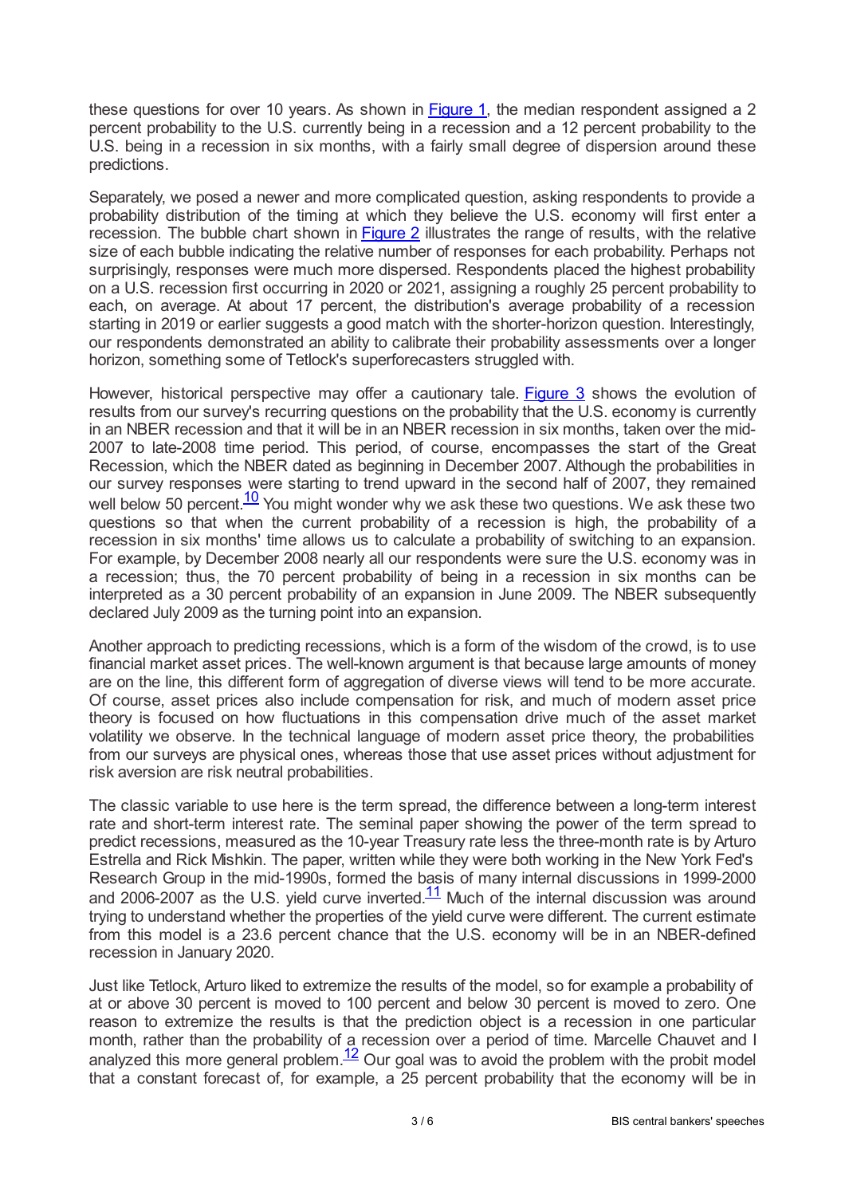these questions for over 10 years. As shown in Figure 1, the median respondent assigned a 2 percent probability to the U.S. currently being in a recession and a 12 percent probability to the U.S. being in a recession in six months, with a fairly small degree of dispersion around these predictions.

Separately, we posed a newer and more complicated question, asking respondents to provide a probability distribution of the timing at which they believe the U.S. economy will first enter a recession. The bubble chart shown in Figure 2 illustrates the range of results, with the relative size of each bubble indicating the relative number of responses for each probability. Perhaps not surprisingly, responses were much more dispersed. Respondents placed the highest probability on a U.S. recession first occurring in 2020 or 2021, assigning a roughly 25 percent probability to each, on average. At about 17 percent, the distribution's average probability of a recession starting in 2019 or earlier suggests a good match with the shorter-horizon question. Interestingly, our respondents demonstrated an ability to calibrate their probability assessments over a longer horizon, something some of Tetlock's superforecasters struggled with.

However, historical perspective may offer a cautionary tale. Figure 3 shows the evolution of results from our survey's recurring questions on the probability that the U.S. economy is currently in an NBER recession and that it will be in an NBER recession in six months, taken over the mid-2007 to late-2008 time period. This period, of course, encompasses the start of the Great Recession, which the NBER dated as beginning in December 2007. Although the probabilities in our survey responses were starting to trend upward in the second half of 2007, they remained well below 50 percent.[10] You might wonder why we ask these two questions. We ask these two questions so that when the current probability of a recession is high, the probability of a recession in six months' time allows us to calculate a probability of switching to an expansion. For example, by December 2008 nearly all our respondents were sure the U.S. economy was in a recession; thus, the 70 percent probability of being in a recession in six months can be interpreted as a 30 percent probability of an expansion in June 2009. The NBER subsequently declared July 2009 as the turning point into an expansion.

Another approach to predicting recessions, which is a form of the wisdom of the crowd, is to use financial market asset prices. The well-known argument is that because large amounts of money are on the line, this different form of aggregation of diverse views will tend to be more accurate. Of course, asset prices also include compensation for risk, and much of modern asset price theory is focused on how fluctuations in this compensation drive much of the asset market volatility we observe. In the technical language of modern asset price theory, the probabilities from our surveys are physical ones, whereas those that use asset prices without adjustment for risk aversion are risk neutral probabilities.

The classic variable to use here is the term spread, the difference between a long-term interest rate and short-term interest rate. The seminal paper showing the power of the term spread to predict recessions, measured as the 10-year Treasury rate less the three-month rate is by Arturo Estrella and Rick Mishkin. The paper, written while they were both working in the New York Fed's Research Group in the mid-1990s, formed the basis of many internal discussions in 1999-2000 and 2006-2007 as the U.S. yield curve inverted.[11] Much of the internal discussion was around trying to understand whether the properties of the yield curve were different. The current estimate from this model is a 23.6 percent chance that the U.S. economy will be in an NBER-defined recession in January 2020.

Just like Tetlock, Arturo liked to extremize the results of the model, so for example a probability of at or above 30 percent is moved to 100 percent and below 30 percent is moved to zero. One reason to extremize the results is that the prediction object is a recession in one particular month, rather than the probability of a recession over a period of time. Marcelle Chauvet and I analyzed this more general problem.[12] Our goal was to avoid the problem with the probit model that a constant forecast of, for example, a 25 percent probability that the economy will be in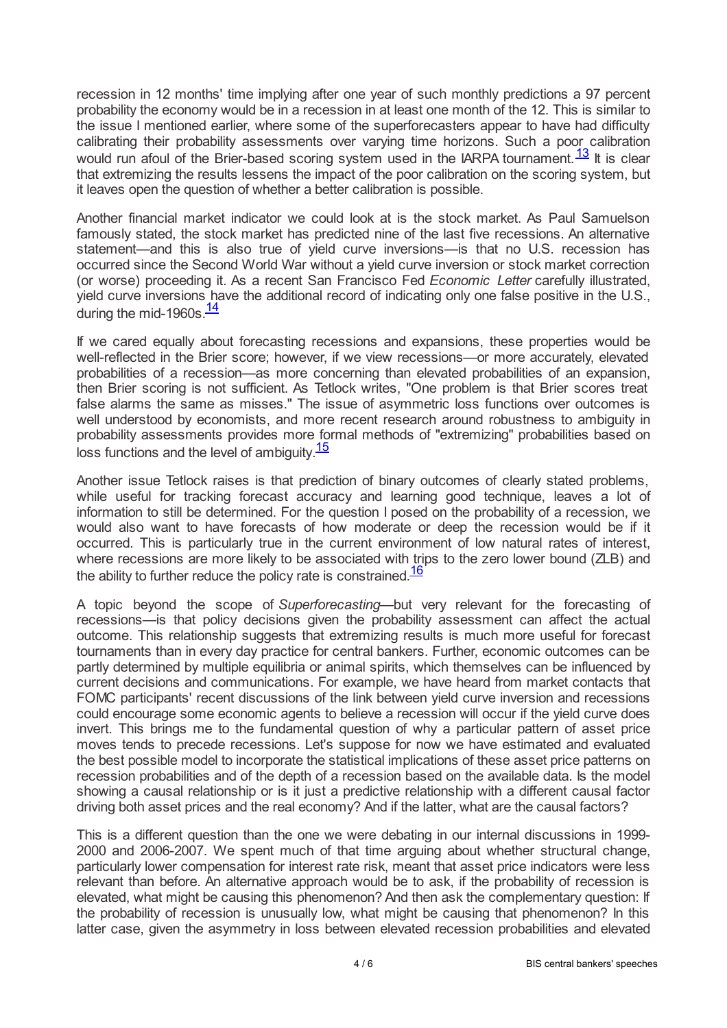recession in 12 months' time implying after one year of such monthly predictions a 97 percent probability the economy would be in a recession in at least one month of the 12. This is similar to the issue I mentioned earlier, where some of the superforecasters appear to have had difficulty calibrating their probability assessments over varying time horizons. Such a poor calibration would run afoul of the Brier-based scoring system used in the IARPA tournament.[13] It is clear that extremizing the results lessens the impact of the poor calibration on the scoring system, but it leaves open the question of whether a better calibration is possible.

Another financial market indicator we could look at is the stock market. As Paul Samuelson famously stated, the stock market has predicted nine of the last five recessions. An alternative statement—and this is also true of yield curve inversions—is that no U.S. recession has occurred since the Second World War without a yield curve inversion or stock market correction (or worse) proceeding it. As a recent San Francisco Fed *Economic Letter* carefully illustrated, yield curve inversions have the additional record of indicating only one false positive in the U.S., during the mid-1960s.[14]

If we cared equally about forecasting recessions and expansions, these properties would be well-reflected in the Brier score; however, if we view recessions—or more accurately, elevated probabilities of a recession—as more concerning than elevated probabilities of an expansion, then Brier scoring is not sufficient. As Tetlock writes, "One problem is that Brier scores treat false alarms the same as misses." The issue of asymmetric loss functions over outcomes is well understood by economists, and more recent research around robustness to ambiguity in probability assessments provides more formal methods of "extremizing" probabilities based on loss functions and the level of ambiguity.[15]

Another issue Tetlock raises is that prediction of binary outcomes of clearly stated problems, while useful for tracking forecast accuracy and learning good technique, leaves a lot of information to still be determined. For the question I posed on the probability of a recession, we would also want to have forecasts of how moderate or deep the recession would be if it occurred. This is particularly true in the current environment of low natural rates of interest, where recessions are more likely to be associated with trips to the zero lower bound (ZLB) and the ability to further reduce the policy rate is constrained.[16]

A topic beyond the scope of *Superforecasting*—but very relevant for the forecasting of recessions—is that policy decisions given the probability assessment can affect the actual outcome. This relationship suggests that extremizing results is much more useful for forecast tournaments than in every day practice for central bankers. Further, economic outcomes can be partly determined by multiple equilibria or animal spirits, which themselves can be influenced by current decisions and communications. For example, we have heard from market contacts that FOMC participants' recent discussions of the link between yield curve inversion and recessions could encourage some economic agents to believe a recession will occur if the yield curve does invert. This brings me to the fundamental question of why a particular pattern of asset price moves tends to precede recessions. Let's suppose for now we have estimated and evaluated the best possible model to incorporate the statistical implications of these asset price patterns on recession probabilities and of the depth of a recession based on the available data. Is the model showing a causal relationship or is it just a predictive relationship with a different causal factor driving both asset prices and the real economy? And if the latter, what are the causal factors?

This is a different question than the one we were debating in our internal discussions in 1999-2000 and 2006-2007. We spent much of that time arguing about whether structural change, particularly lower compensation for interest rate risk, meant that asset price indicators were less relevant than before. An alternative approach would be to ask, if the probability of recession is elevated, what might be causing this phenomenon? And then ask the complementary question: If the probability of recession is unusually low, what might be causing that phenomenon? In this latter case, given the asymmetry in loss between elevated recession probabilities and elevated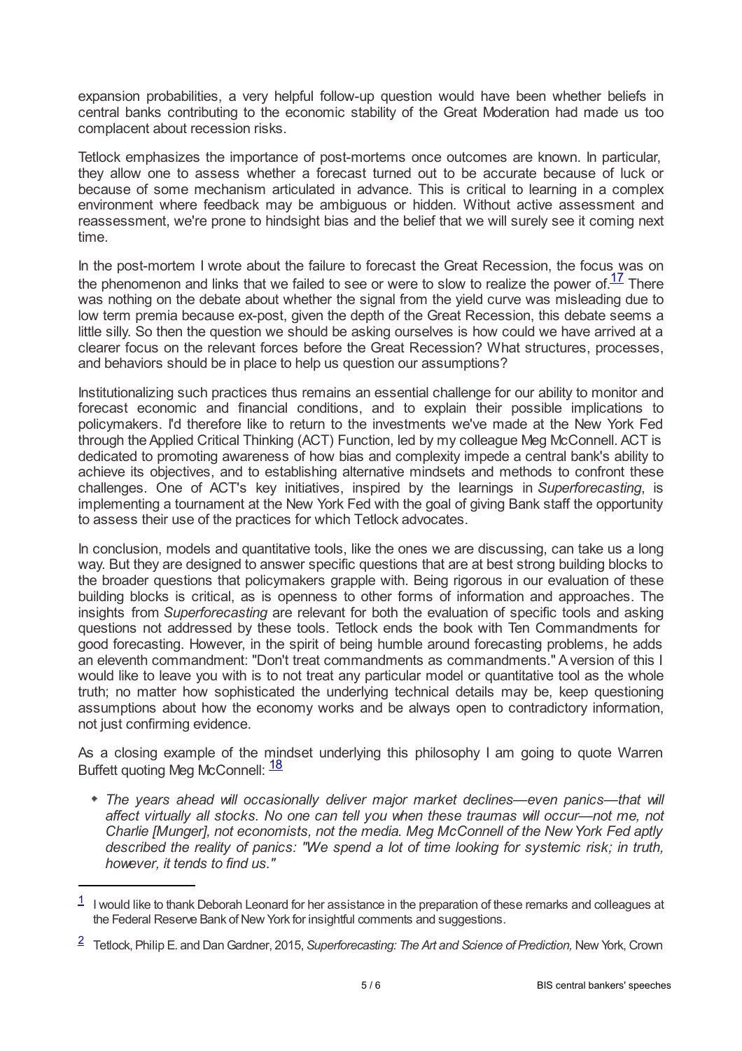expansion probabilities, a very helpful follow-up question would have been whether beliefs in central banks contributing to the economic stability of the Great Moderation had made us too complacent about recession risks.

Tetlock emphasizes the importance of post-mortems once outcomes are known. In particular, they allow one to assess whether a forecast turned out to be accurate because of luck or because of some mechanism articulated in advance. This is critical to learning in a complex environment where feedback may be ambiguous or hidden. Without active assessment and reassessment, we're prone to hindsight bias and the belief that we will surely see it coming next time.

In the post-mortem I wrote about the failure to forecast the Great Recession, the focus was on the phenomenon and links that we failed to see or were to slow to realize the power of.[17] There was nothing on the debate about whether the signal from the yield curve was misleading due to low term premia because ex-post, given the depth of the Great Recession, this debate seems a little silly. So then the question we should be asking ourselves is how could we have arrived at a clearer focus on the relevant forces before the Great Recession? What structures, processes, and behaviors should be in place to help us question our assumptions?

Institutionalizing such practices thus remains an essential challenge for our ability to monitor and forecast economic and financial conditions, and to explain their possible implications to policymakers. I'd therefore like to return to the investments we've made at the New York Fed through the Applied Critical Thinking (ACT) Function, led by my colleague Meg McConnell. ACT is dedicated to promoting awareness of how bias and complexity impede a central bank's ability to achieve its objectives, and to establishing alternative mindsets and methods to confront these challenges. One of ACT's key initiatives, inspired by the learnings in *Superforecasting*, is implementing a tournament at the New York Fed with the goal of giving Bank staff the opportunity to assess their use of the practices for which Tetlock advocates.

In conclusion, models and quantitative tools, like the ones we are discussing, can take us a long way. But they are designed to answer specific questions that are at best strong building blocks to the broader questions that policymakers grapple with. Being rigorous in our evaluation of these building blocks is critical, as is openness to other forms of information and approaches. The insights from *Superforecasting* are relevant for both the evaluation of specific tools and asking questions not addressed by these tools. Tetlock ends the book with Ten Commandments for good forecasting. However, in the spirit of being humble around forecasting problems, he adds an eleventh commandment: "Don't treat commandments as commandments." A version of this I would like to leave you with is to not treat any particular model or quantitative tool as the whole truth; no matter how sophisticated the underlying technical details may be, keep questioning assumptions about how the economy works and be always open to contradictory information, not just confirming evidence.

As a closing example of the mindset underlying this philosophy I am going to quote Warren Buffett quoting Meg McConnell: [18]

- *The years ahead will occasionally deliver major market declines—even panics—that will affect virtually all stocks. No one can tell you when these traumas will occur—not me, not Charlie [Munger], not economists, not the media. Meg McConnell of the New York Fed aptly described the reality of panics: "We spend a lot of time looking for systemic risk; in truth, however, it tends to find us."*

---

[1] I would like to thank Deborah Leonard for her assistance in the preparation of these remarks and colleagues at the Federal Reserve Bank of New York for insightful comments and suggestions.

[2] Tetlock, Philip E. and Dan Gardner, 2015, *Superforecasting: The Art and Science of Prediction,* New York, Crown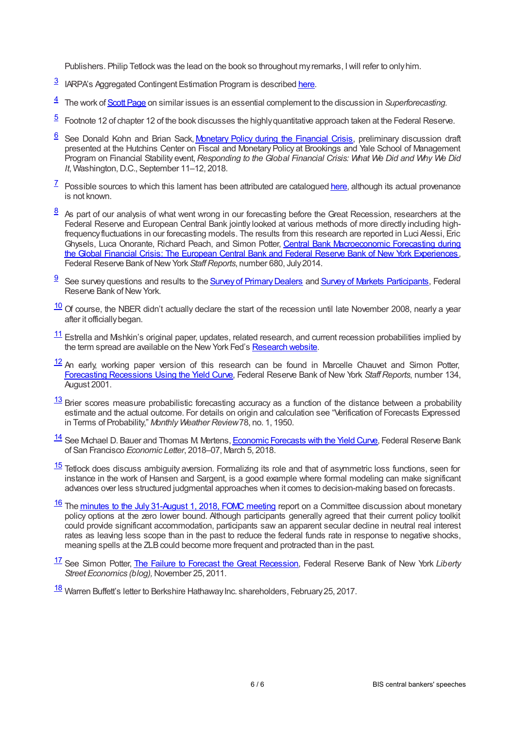Publishers. Philip Tetlock was the lead on the book so throughout my remarks, I will refer to only him.

[3] IARPA's Aggregated Contingent Estimation Program is described here.

[4] The work of Scott Page on similar issues is an essential complement to the discussion in *Superforecasting.*

[5] Footnote 12 of chapter 12 of the book discusses the highly quantitative approach taken at the Federal Reserve.

[6] See Donald Kohn and Brian Sack, Monetary Policy during the Financial Crisis, preliminary discussion draft presented at the Hutchins Center on Fiscal and Monetary Policy at Brookings and Yale School of Management Program on Financial Stability event, *Responding to the Global Financial Crisis: What We Did and Why We Did It*, Washington, D.C., September 11–12, 2018.

[7] Possible sources to which this lament has been attributed are catalogued here, although its actual provenance is not known.

[8] As part of our analysis of what went wrong in our forecasting before the Great Recession, researchers at the Federal Reserve and European Central Bank jointly looked at various methods of more directly including high-frequency fluctuations in our forecasting models. The results from this research are reported in Luci Alessi, Eric Ghysels, Luca Onorante, Richard Peach, and Simon Potter, Central Bank Macroeconomic Forecasting during the Global Financial Crisis: The European Central Bank and Federal Reserve Bank of New York Experiences, Federal Reserve Bank of New York *Staff Reports*, number 680, July 2014.

[9] See survey questions and results to the Survey of Primary Dealers and Survey of Markets Participants, Federal Reserve Bank of New York.

[10] Of course, the NBER didn't actually declare the start of the recession until late November 2008, nearly a year after it officially began.

[11] Estrella and Mishkin's original paper, updates, related research, and current recession probabilities implied by the term spread are available on the New York Fed's Research website.

[12] An early, working paper version of this research can be found in Marcelle Chauvet and Simon Potter, Forecasting Recessions Using the Yield Curve, Federal Reserve Bank of New York *Staff Reports*, number 134, August 2001.

[13] Brier scores measure probabilistic forecasting accuracy as a function of the distance between a probability estimate and the actual outcome. For details on origin and calculation see "Verification of Forecasts Expressed in Terms of Probability," *Monthly Weather Review* 78, no. 1, 1950.

[14] See Michael D. Bauer and Thomas M. Mertens, Economic Forecasts with the Yield Curve, Federal Reserve Bank of San Francisco *Economic Letter*, 2018–07, March 5, 2018.

[15] Tetlock does discuss ambiguity aversion. Formalizing its role and that of asymmetric loss functions, seen for instance in the work of Hansen and Sargent, is a good example where formal modeling can make significant advances over less structured judgmental approaches when it comes to decision-making based on forecasts.

[16] The minutes to the July 31-August 1, 2018, FOMC meeting report on a Committee discussion about monetary policy options at the zero lower bound. Although participants generally agreed that their current policy toolkit could provide significant accommodation, participants saw an apparent secular decline in neutral real interest rates as leaving less scope than in the past to reduce the federal funds rate in response to negative shocks, meaning spells at the ZLB could become more frequent and protracted than in the past.

[17] See Simon Potter, The Failure to Forecast the Great Recession, Federal Reserve Bank of New York *Liberty Street Economics (blog),* November 25, 2011.

[18] Warren Buffett's letter to Berkshire Hathaway Inc. shareholders, February 25, 2017.